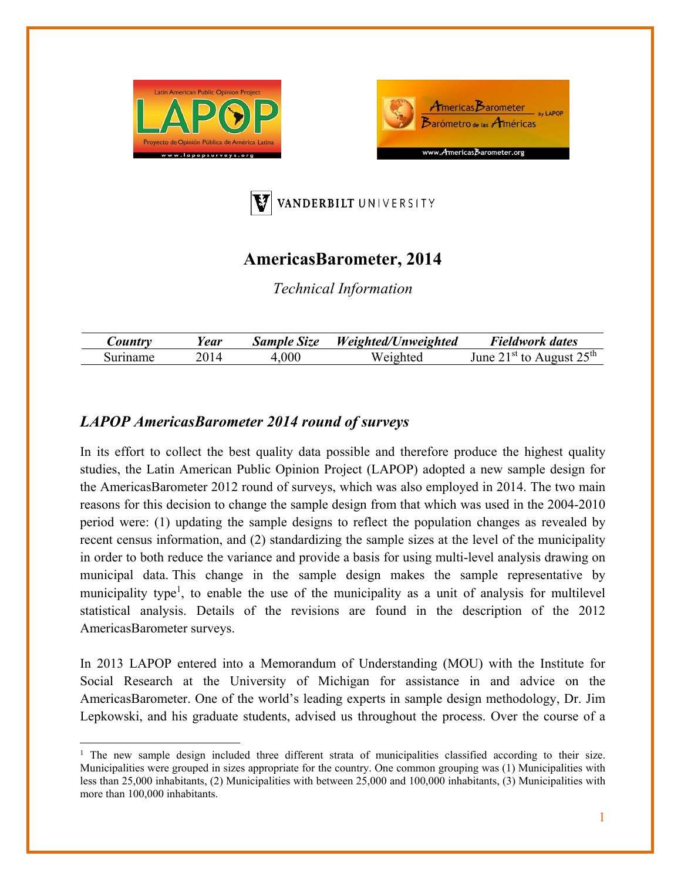# AmericasBarometer, 2014

*Technical Information*

| ***Country*** | ***Year*** | ***Sample Size*** | ***Weighted/Unweighted*** | ***Fieldwork dates*** |
|---|---|---|---|---|
| Suriname | 2014 | 4,000 | Weighted | June 21st to August 25th |

## *LAPOP AmericasBarometer 2014 round of surveys*

In its effort to collect the best quality data possible and therefore produce the highest quality studies, the Latin American Public Opinion Project (LAPOP) adopted a new sample design for the AmericasBarometer 2012 round of surveys, which was also employed in 2014. The two main reasons for this decision to change the sample design from that which was used in the 2004-2010 period were: (1) updating the sample designs to reflect the population changes as revealed by recent census information, and (2) standardizing the sample sizes at the level of the municipality in order to both reduce the variance and provide a basis for using multi-level analysis drawing on municipal data. This change in the sample design makes the sample representative by municipality type[1], to enable the use of the municipality as a unit of analysis for multilevel statistical analysis. Details of the revisions are found in the description of the 2012 AmericasBarometer surveys.

In 2013 LAPOP entered into a Memorandum of Understanding (MOU) with the Institute for Social Research at the University of Michigan for assistance in and advice on the AmericasBarometer. One of the world's leading experts in sample design methodology, Dr. Jim Lepkowski, and his graduate students, advised us throughout the process. Over the course of a

[1] The new sample design included three different strata of municipalities classified according to their size. Municipalities were grouped in sizes appropriate for the country. One common grouping was (1) Municipalities with less than 25,000 inhabitants, (2) Municipalities with between 25,000 and 100,000 inhabitants, (3) Municipalities with more than 100,000 inhabitants.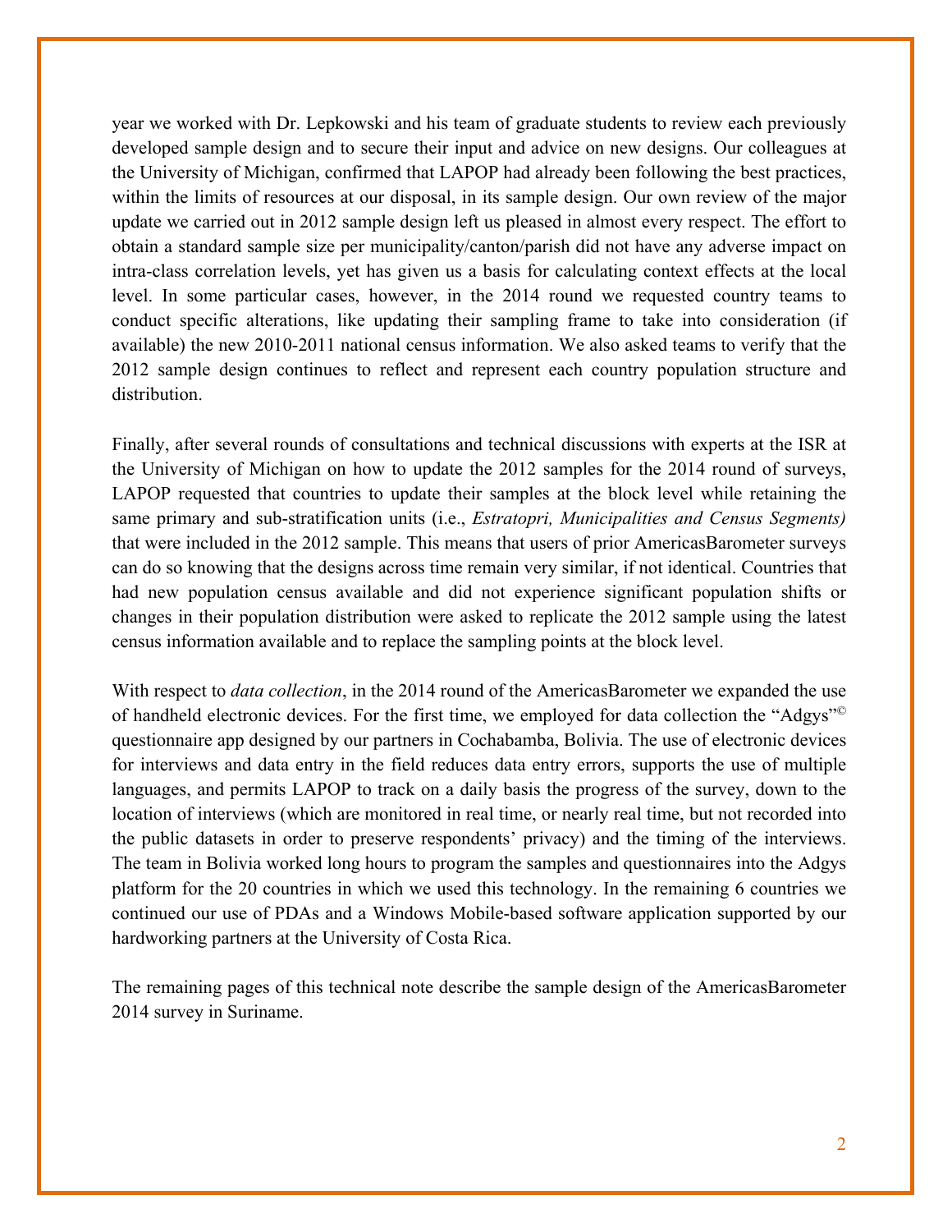year we worked with Dr. Lepkowski and his team of graduate students to review each previously developed sample design and to secure their input and advice on new designs. Our colleagues at the University of Michigan, confirmed that LAPOP had already been following the best practices, within the limits of resources at our disposal, in its sample design. Our own review of the major update we carried out in 2012 sample design left us pleased in almost every respect. The effort to obtain a standard sample size per municipality/canton/parish did not have any adverse impact on intra-class correlation levels, yet has given us a basis for calculating context effects at the local level. In some particular cases, however, in the 2014 round we requested country teams to conduct specific alterations, like updating their sampling frame to take into consideration (if available) the new 2010-2011 national census information. We also asked teams to verify that the 2012 sample design continues to reflect and represent each country population structure and distribution.

Finally, after several rounds of consultations and technical discussions with experts at the ISR at the University of Michigan on how to update the 2012 samples for the 2014 round of surveys, LAPOP requested that countries to update their samples at the block level while retaining the same primary and sub-stratification units (i.e., *Estratopri, Municipalities and Census Segments)* that were included in the 2012 sample. This means that users of prior AmericasBarometer surveys can do so knowing that the designs across time remain very similar, if not identical. Countries that had new population census available and did not experience significant population shifts or changes in their population distribution were asked to replicate the 2012 sample using the latest census information available and to replace the sampling points at the block level.

With respect to *data collection*, in the 2014 round of the AmericasBarometer we expanded the use of handheld electronic devices. For the first time, we employed for data collection the "Adgys"© questionnaire app designed by our partners in Cochabamba, Bolivia. The use of electronic devices for interviews and data entry in the field reduces data entry errors, supports the use of multiple languages, and permits LAPOP to track on a daily basis the progress of the survey, down to the location of interviews (which are monitored in real time, or nearly real time, but not recorded into the public datasets in order to preserve respondents' privacy) and the timing of the interviews. The team in Bolivia worked long hours to program the samples and questionnaires into the Adgys platform for the 20 countries in which we used this technology. In the remaining 6 countries we continued our use of PDAs and a Windows Mobile-based software application supported by our hardworking partners at the University of Costa Rica.

The remaining pages of this technical note describe the sample design of the AmericasBarometer 2014 survey in Suriname.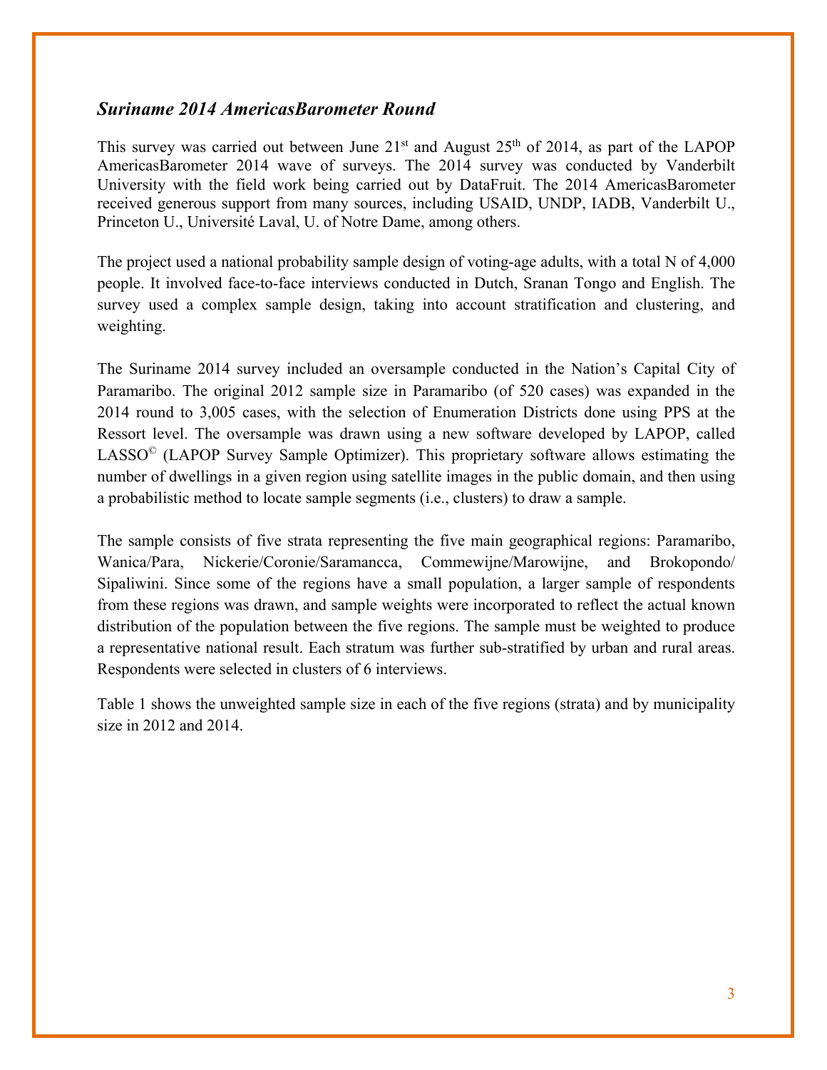### *Suriname 2014 AmericasBarometer Round*

This survey was carried out between June 21st and August 25th of 2014, as part of the LAPOP AmericasBarometer 2014 wave of surveys. The 2014 survey was conducted by Vanderbilt University with the field work being carried out by DataFruit. The 2014 AmericasBarometer received generous support from many sources, including USAID, UNDP, IADB, Vanderbilt U., Princeton U., Université Laval, U. of Notre Dame, among others.

The project used a national probability sample design of voting-age adults, with a total N of 4,000 people. It involved face-to-face interviews conducted in Dutch, Sranan Tongo and English. The survey used a complex sample design, taking into account stratification and clustering, and weighting.

The Suriname 2014 survey included an oversample conducted in the Nation's Capital City of Paramaribo. The original 2012 sample size in Paramaribo (of 520 cases) was expanded in the 2014 round to 3,005 cases, with the selection of Enumeration Districts done using PPS at the Ressort level. The oversample was drawn using a new software developed by LAPOP, called LASSO© (LAPOP Survey Sample Optimizer). This proprietary software allows estimating the number of dwellings in a given region using satellite images in the public domain, and then using a probabilistic method to locate sample segments (i.e., clusters) to draw a sample.

The sample consists of five strata representing the five main geographical regions: Paramaribo, Wanica/Para, Nickerie/Coronie/Saramancca, Commewijne/Marowijne, and Brokopondo/ Sipaliwini. Since some of the regions have a small population, a larger sample of respondents from these regions was drawn, and sample weights were incorporated to reflect the actual known distribution of the population between the five regions. The sample must be weighted to produce a representative national result. Each stratum was further sub-stratified by urban and rural areas. Respondents were selected in clusters of 6 interviews.

Table 1 shows the unweighted sample size in each of the five regions (strata) and by municipality size in 2012 and 2014.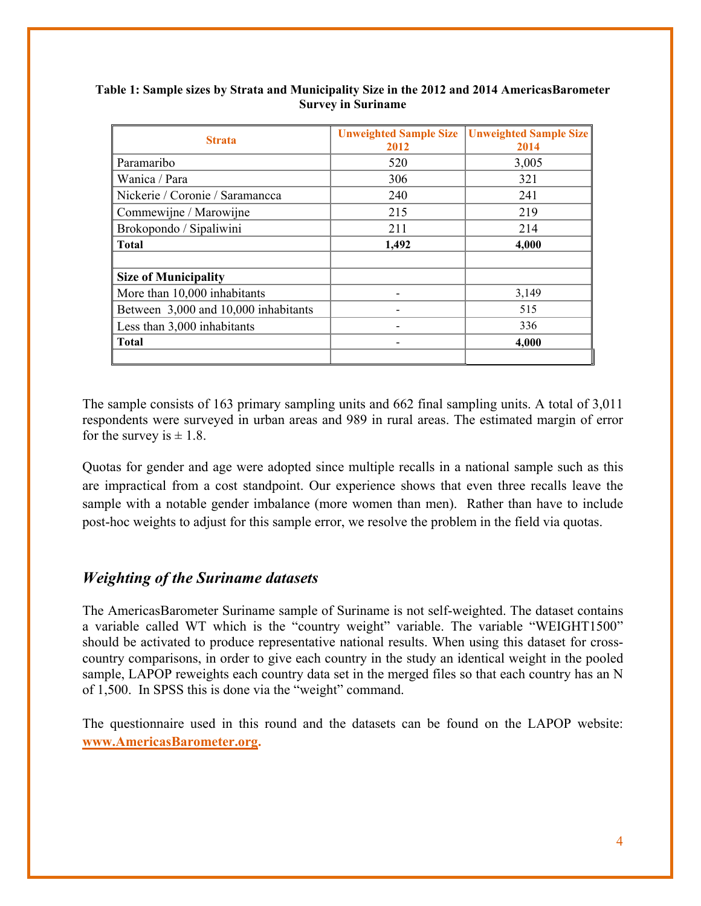**Table 1: Sample sizes by Strata and Municipality Size in the 2012 and 2014 AmericasBarometer Survey in Suriname**

| Strata | Unweighted Sample Size 2012 | Unweighted Sample Size 2014 |
|---|---|---|
| Paramaribo | 520 | 3,005 |
| Wanica / Para | 306 | 321 |
| Nickerie / Coronie / Saramancca | 240 | 241 |
| Commewijne / Marowijne | 215 | 219 |
| Brokopondo / Sipaliwini | 211 | 214 |
| **Total** | **1,492** | **4,000** |
| | | |
| **Size of Municipality** | | |
| More than 10,000 inhabitants | - | 3,149 |
| Between 3,000 and 10,000 inhabitants | - | 515 |
| Less than 3,000 inhabitants | - | 336 |
| **Total** | - | **4,000** |
| | | |

The sample consists of 163 primary sampling units and 662 final sampling units. A total of 3,011 respondents were surveyed in urban areas and 989 in rural areas. The estimated margin of error for the survey is ± 1.8.

Quotas for gender and age were adopted since multiple recalls in a national sample such as this are impractical from a cost standpoint. Our experience shows that even three recalls leave the sample with a notable gender imbalance (more women than men). Rather than have to include post-hoc weights to adjust for this sample error, we resolve the problem in the field via quotas.

## *Weighting of the Suriname datasets*

The AmericasBarometer Suriname sample of Suriname is not self-weighted. The dataset contains a variable called WT which is the "country weight" variable. The variable "WEIGHT1500" should be activated to produce representative national results. When using this dataset for cross-country comparisons, in order to give each country in the study an identical weight in the pooled sample, LAPOP reweights each country data set in the merged files so that each country has an N of 1,500. In SPSS this is done via the "weight" command.

The questionnaire used in this round and the datasets can be found on the LAPOP website: **www.AmericasBarometer.org**.